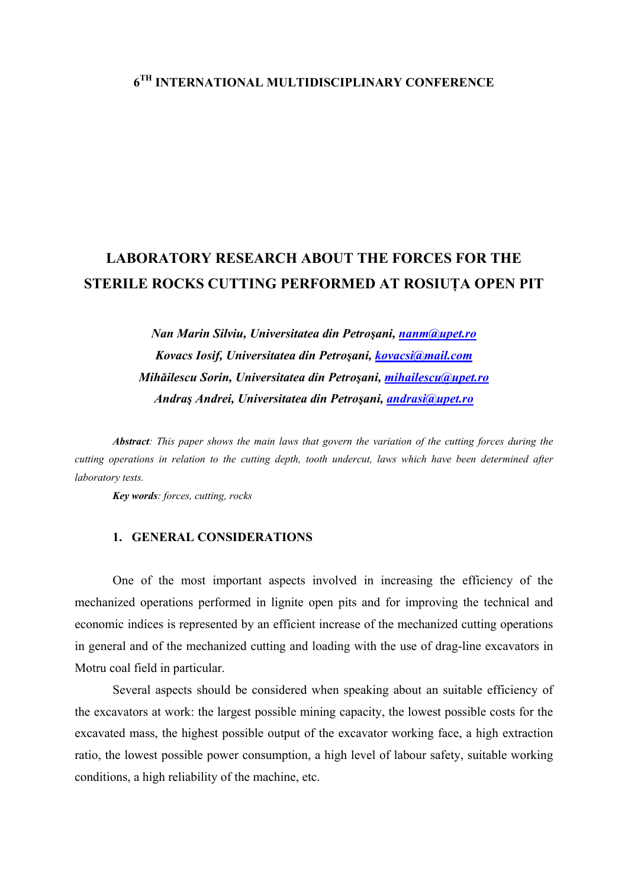# 6TH INTERNATIONAL MULTIDISCIPLINARY CONFERENCE

## LABORATORY RESEARCH ABOUT THE FORCES FOR THE STERILE ROCKS CUTTING PERFORMED AT ROSIUȚA OPEN PIT

***Nan Marin Silviu, Universitatea din Petroşani, nanm@upet.ro***
***Kovacs Iosif, Universitatea din Petroşani, kovacsi@mail.com***
***Mihăilescu Sorin, Universitatea din Petroşani, mihailescu@upet.ro***
***Andraş Andrei, Universitatea din Petroşani, andrasi@upet.ro***

***Abstract**: This paper shows the main laws that govern the variation of the cutting forces during the cutting operations in relation to the cutting depth, tooth undercut, laws which have been determined after laboratory tests.*

***Key words**: forces, cutting, rocks*

### 1. GENERAL CONSIDERATIONS

One of the most important aspects involved in increasing the efficiency of the mechanized operations performed in lignite open pits and for improving the technical and economic indices is represented by an efficient increase of the mechanized cutting operations in general and of the mechanized cutting and loading with the use of drag-line excavators in Motru coal field in particular.

Several aspects should be considered when speaking about an suitable efficiency of the excavators at work: the largest possible mining capacity, the lowest possible costs for the excavated mass, the highest possible output of the excavator working face, a high extraction ratio, the lowest possible power consumption, a high level of labour safety, suitable working conditions, a high reliability of the machine, etc.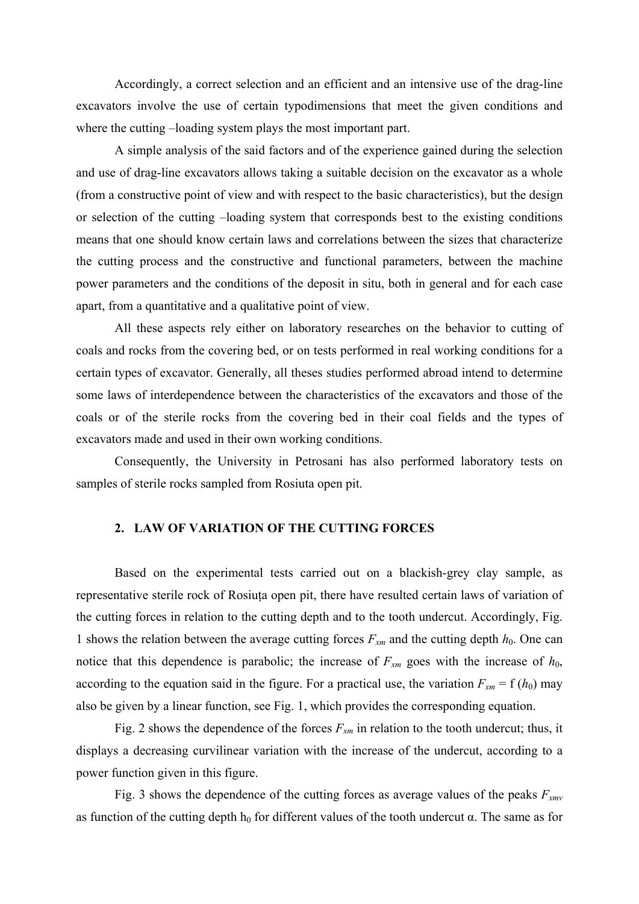Accordingly, a correct selection and an efficient and an intensive use of the drag-line excavators involve the use of certain typodimensions that meet the given conditions and where the cutting –loading system plays the most important part.

A simple analysis of the said factors and of the experience gained during the selection and use of drag-line excavators allows taking a suitable decision on the excavator as a whole (from a constructive point of view and with respect to the basic characteristics), but the design or selection of the cutting –loading system that corresponds best to the existing conditions means that one should know certain laws and correlations between the sizes that characterize the cutting process and the constructive and functional parameters, between the machine power parameters and the conditions of the deposit in situ, both in general and for each case apart, from a quantitative and a qualitative point of view.

All these aspects rely either on laboratory researches on the behavior to cutting of coals and rocks from the covering bed, or on tests performed in real working conditions for a certain types of excavator. Generally, all theses studies performed abroad intend to determine some laws of interdependence between the characteristics of the excavators and those of the coals or of the sterile rocks from the covering bed in their coal fields and the types of excavators made and used in their own working conditions.

Consequently, the University in Petrosani has also performed laboratory tests on samples of sterile rocks sampled from Rosiuta open pit.

## 2. LAW OF VARIATION OF THE CUTTING FORCES

Based on the experimental tests carried out on a blackish-grey clay sample, as representative sterile rock of Rosiuța open pit, there have resulted certain laws of variation of the cutting forces in relation to the cutting depth and to the tooth undercut. Accordingly, Fig. 1 shows the relation between the average cutting forces $F_{xm}$ and the cutting depth $h_0$. One can notice that this dependence is parabolic; the increase of $F_{xm}$ goes with the increase of $h_0$, according to the equation said in the figure. For a practical use, the variation $F_{xm} = f(h_0)$ may also be given by a linear function, see Fig. 1, which provides the corresponding equation.

Fig. 2 shows the dependence of the forces $F_{xm}$ in relation to the tooth undercut; thus, it displays a decreasing curvilinear variation with the increase of the undercut, according to a power function given in this figure.

Fig. 3 shows the dependence of the cutting forces as average values of the peaks $F_{xmv}$ as function of the cutting depth $h_0$ for different values of the tooth undercut $\alpha$. The same as for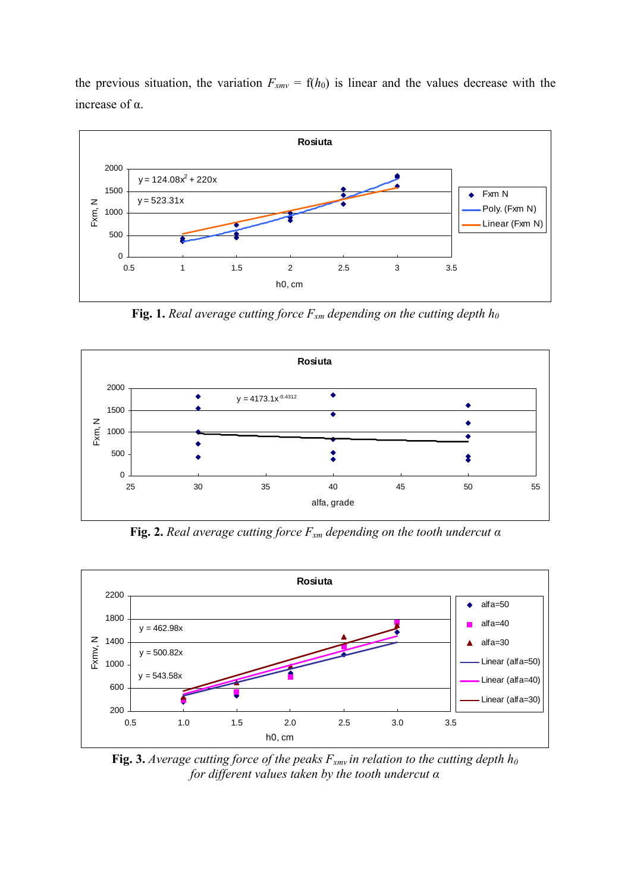the previous situation, the variation $F_{xmv} = f(h_0)$ is linear and the values decrease with the increase of α.

**Fig. 1.** *Real average cutting force $F_{xm}$ depending on the cutting depth $h_0$*

**Fig. 2.** *Real average cutting force $F_{xm}$ depending on the tooth undercut α*

**Fig. 3.** *Average cutting force of the peaks $F_{xmv}$ in relation to the cutting depth $h_0$ for different values taken by the tooth undercut α*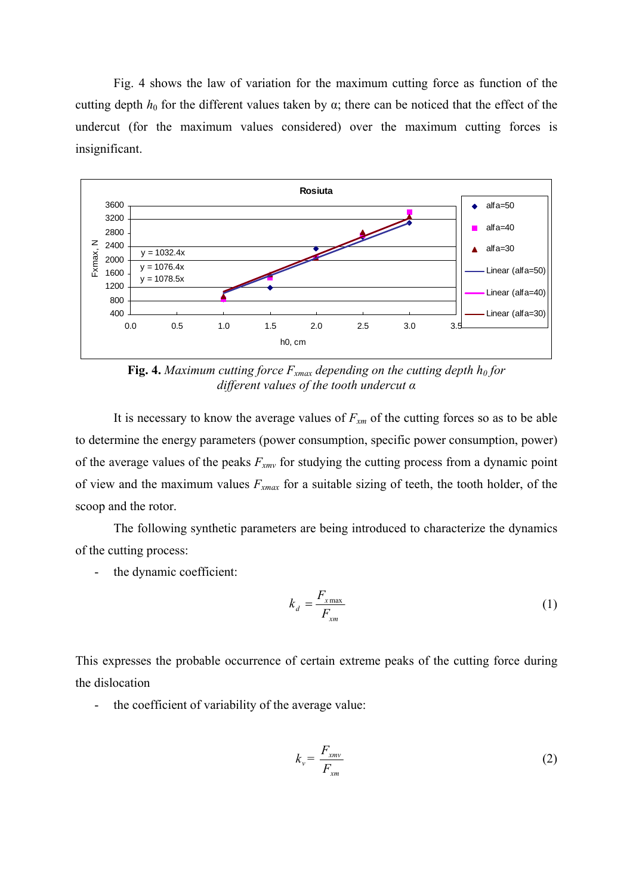Fig. 4 shows the law of variation for the maximum cutting force as function of the cutting depth $h_0$ for the different values taken by α; there can be noticed that the effect of the undercut (for the maximum values considered) over the maximum cutting forces is insignificant.

**Fig. 4.** *Maximum cutting force $F_{xmax}$ depending on the cutting depth $h_0$ for different values of the tooth undercut α*

It is necessary to know the average values of $F_{xm}$ of the cutting forces so as to be able to determine the energy parameters (power consumption, specific power consumption, power) of the average values of the peaks $F_{xmv}$ for studying the cutting process from a dynamic point of view and the maximum values $F_{xmax}$ for a suitable sizing of teeth, the tooth holder, of the scoop and the rotor.

The following synthetic parameters are being introduced to characterize the dynamics of the cutting process:

- the dynamic coefficient:

$$k_d = \frac{F_{x\max}}{F_{xm}} \tag{1}$$

This expresses the probable occurrence of certain extreme peaks of the cutting force during the dislocation

- the coefficient of variability of the average value:

$$k_v = \frac{F_{xmv}}{F_{xm}} \tag{2}$$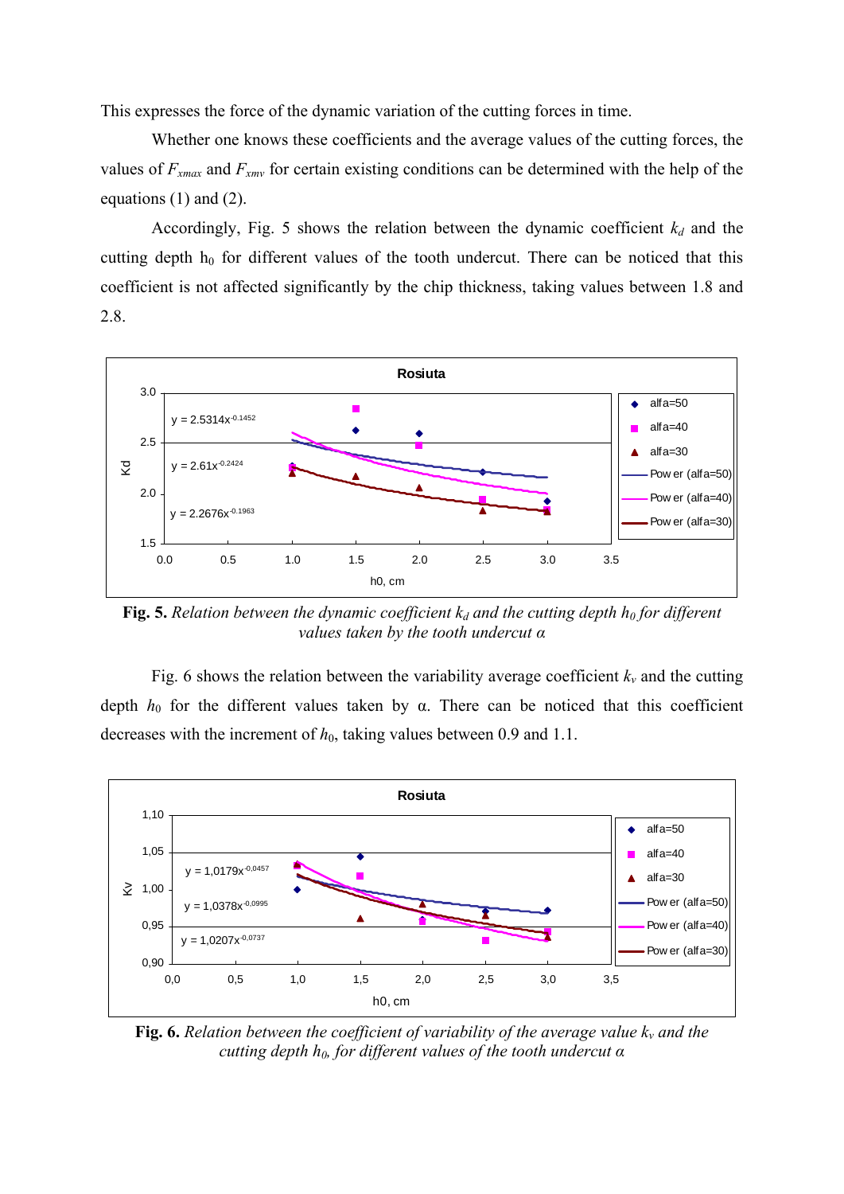This expresses the force of the dynamic variation of the cutting forces in time.

Whether one knows these coefficients and the average values of the cutting forces, the values of $F_{xmax}$ and $F_{xmv}$ for certain existing conditions can be determined with the help of the equations (1) and (2).

Accordingly, Fig. 5 shows the relation between the dynamic coefficient $k_d$ and the cutting depth $h_0$ for different values of the tooth undercut. There can be noticed that this coefficient is not affected significantly by the chip thickness, taking values between 1.8 and 2.8.

**Fig. 5.** *Relation between the dynamic coefficient $k_d$ and the cutting depth $h_0$ for different values taken by the tooth undercut α*

Fig. 6 shows the relation between the variability average coefficient $k_v$ and the cutting depth $h_0$ for the different values taken by α. There can be noticed that this coefficient decreases with the increment of $h_0$, taking values between 0.9 and 1.1.

**Fig. 6.** *Relation between the coefficient of variability of the average value $k_v$ and the cutting depth $h_0$, for different values of the tooth undercut α*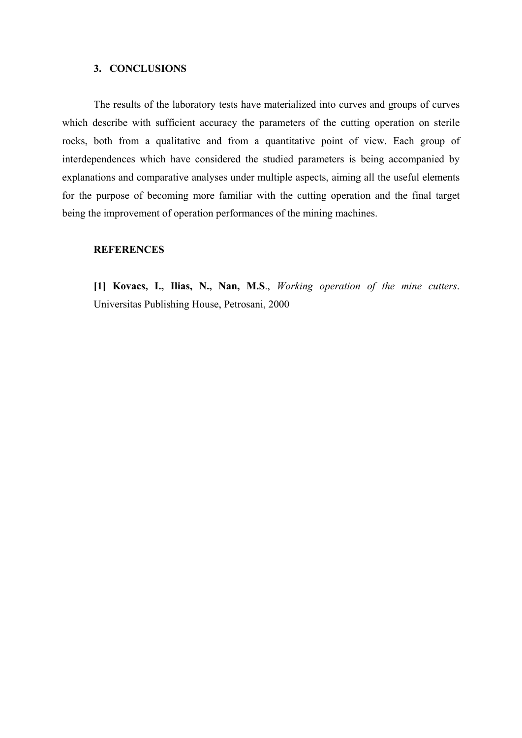## 3. CONCLUSIONS

The results of the laboratory tests have materialized into curves and groups of curves which describe with sufficient accuracy the parameters of the cutting operation on sterile rocks, both from a qualitative and from a quantitative point of view. Each group of interdependences which have considered the studied parameters is being accompanied by explanations and comparative analyses under multiple aspects, aiming all the useful elements for the purpose of becoming more familiar with the cutting operation and the final target being the improvement of operation performances of the mining machines.

## REFERENCES

**[1] Kovacs, I., Ilias, N., Nan, M.S**., *Working operation of the mine cutters*. Universitas Publishing House, Petrosani, 2000